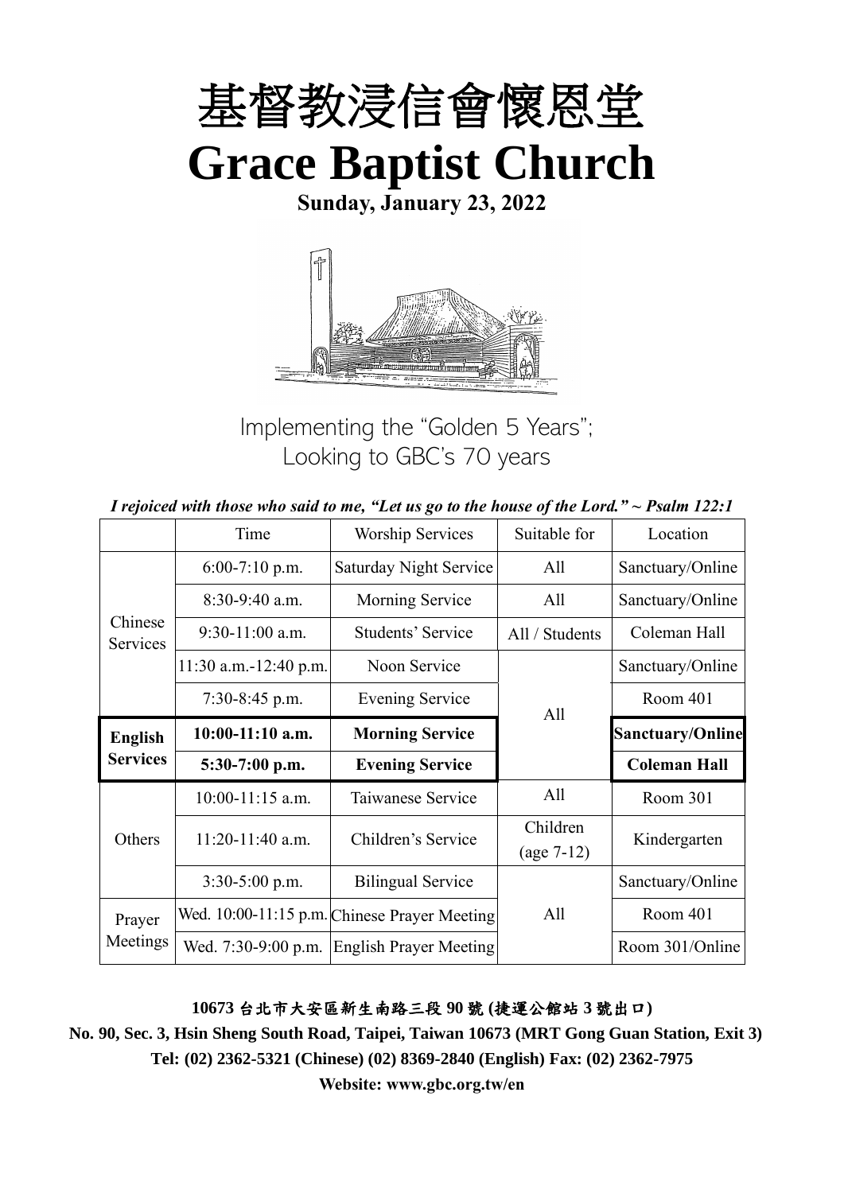# 基督教浸信會懷恩堂
# Grace Baptist Church

**Sunday, January 23, 2022**

Implementing the "Golden 5 Years"; Looking to GBC's 70 years

*I rejoiced with those who said to me, "Let us go to the house of the Lord." ~ Psalm 122:1*

| | Time | Worship Services | Suitable for | Location |
|---|---|---|---|---|
| Chinese Services | 6:00-7:10 p.m. | Saturday Night Service | All | Sanctuary/Online |
| | 8:30-9:40 a.m. | Morning Service | All | Sanctuary/Online |
| | 9:30-11:00 a.m. | Students' Service | All / Students | Coleman Hall |
| | 11:30 a.m.-12:40 p.m. | Noon Service | All | Sanctuary/Online |
| | 7:30-8:45 p.m. | Evening Service | | Room 401 |
| **English Services** | **10:00-11:10 a.m.** | **Morning Service** | | **Sanctuary/Online** |
| | **5:30-7:00 p.m.** | **Evening Service** | | **Coleman Hall** |
| Others | 10:00-11:15 a.m. | Taiwanese Service | All | Room 301 |
| | 11:20-11:40 a.m. | Children's Service | Children (age 7-12) | Kindergarten |
| | 3:30-5:00 p.m. | Bilingual Service | All | Sanctuary/Online |
| Prayer Meetings | Wed. 10:00-11:15 p.m. | Chinese Prayer Meeting | | Room 401 |
| | Wed. 7:30-9:00 p.m. | English Prayer Meeting | | Room 301/Online |

**10673 台北市大安區新生南路三段 90 號 (捷運公館站 3 號出口)**

**No. 90, Sec. 3, Hsin Sheng South Road, Taipei, Taiwan 10673 (MRT Gong Guan Station, Exit 3)**

**Tel: (02) 2362-5321 (Chinese) (02) 8369-2840 (English) Fax: (02) 2362-7975**

**Website: www.gbc.org.tw/en**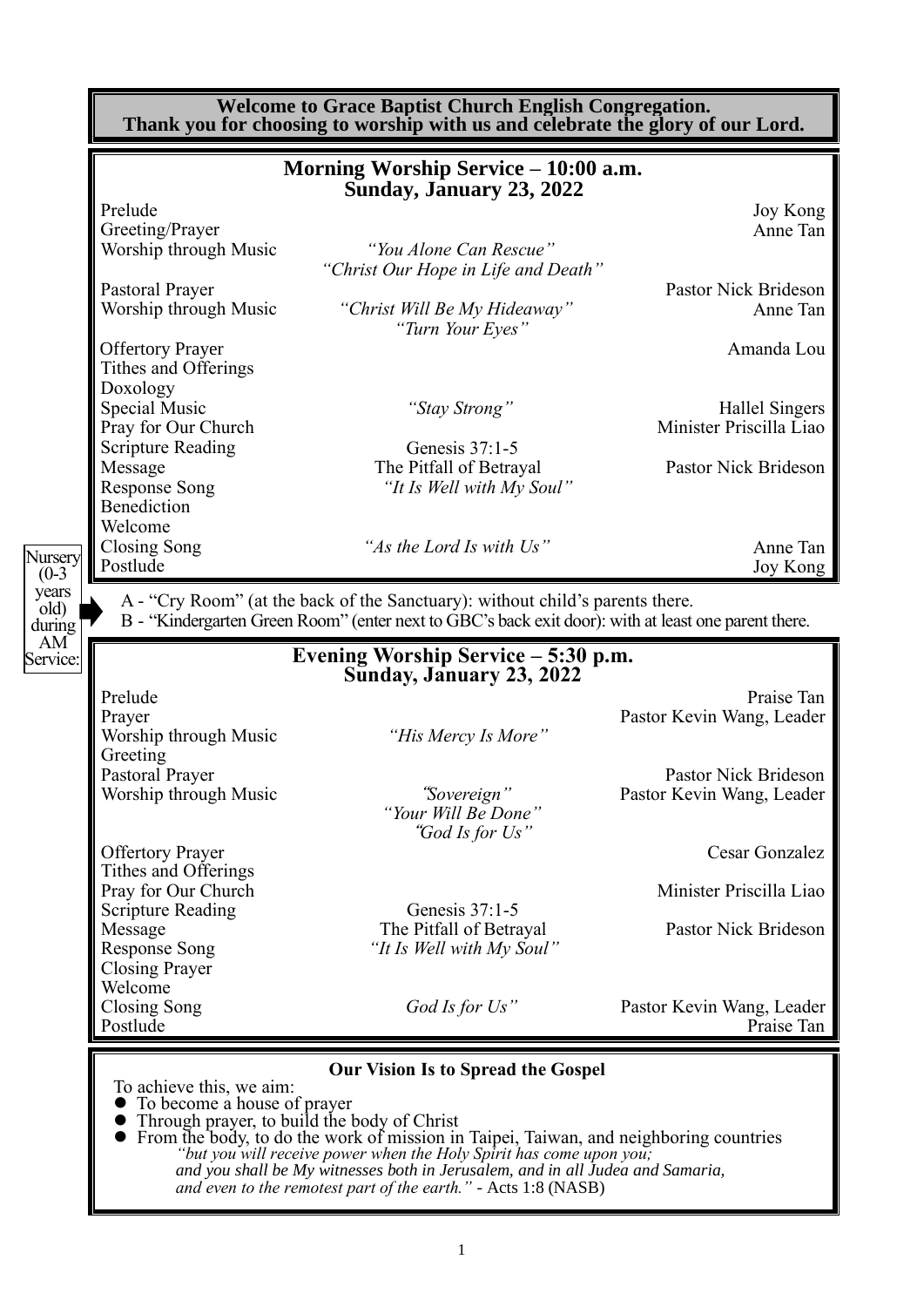**Welcome to Grace Baptist Church English Congregation.**
**Thank you for choosing to worship with us and celebrate the glory of our Lord.**

## Morning Worship Service – 10:00 a.m.
### Sunday, January 23, 2022

| | | |
|---|---|---|
| Prelude | | Joy Kong |
| Greeting/Prayer | | Anne Tan |
| Worship through Music | *"You Alone Can Rescue"* *"Christ Our Hope in Life and Death"* | |
| Pastoral Prayer | | Pastor Nick Brideson |
| Worship through Music | *"Christ Will Be My Hideaway"* *"Turn Your Eyes"* | Anne Tan |
| Offertory Prayer | | Amanda Lou |
| Tithes and Offerings | | |
| Doxology | | |
| Special Music | *"Stay Strong"* | Hallel Singers |
| Pray for Our Church | | Minister Priscilla Liao |
| Scripture Reading | Genesis 37:1-5 | |
| Message | The Pitfall of Betrayal | Pastor Nick Brideson |
| Response Song | *"It Is Well with My Soul"* | |
| Benediction | | |
| Welcome | | |
| Closing Song | *"As the Lord Is with Us"* | Anne Tan |
| Postlude | | Joy Kong |

Nursery (0-3 years old) during AM Service:

A - "Cry Room" (at the back of the Sanctuary): without child's parents there.
B - "Kindergarten Green Room" (enter next to GBC's back exit door): with at least one parent there.

## Evening Worship Service – 5:30 p.m.
### Sunday, January 23, 2022

| | | |
|---|---|---|
| Prelude | | Praise Tan |
| Prayer | | Pastor Kevin Wang, Leader |
| Worship through Music | *"His Mercy Is More"* | |
| Greeting | | |
| Pastoral Prayer | | Pastor Nick Brideson |
| Worship through Music | *"Sovereign"* *"Your Will Be Done"* *"God Is for Us"* | Pastor Kevin Wang, Leader |
| Offertory Prayer | | Cesar Gonzalez |
| Tithes and Offerings | | |
| Pray for Our Church | | Minister Priscilla Liao |
| Scripture Reading | Genesis 37:1-5 | |
| Message | The Pitfall of Betrayal | Pastor Nick Brideson |
| Response Song | *"It Is Well with My Soul"* | |
| Closing Prayer | | |
| Welcome | | |
| Closing Song | *God Is for Us"* | Pastor Kevin Wang, Leader |
| Postlude | | Praise Tan |

**Our Vision Is to Spread the Gospel**

To achieve this, we aim:

- To become a house of prayer
- Through prayer, to build the body of Christ
- From the body, to do the work of mission in Taipei, Taiwan, and neighboring countries

*"but you will receive power when the Holy Spirit has come upon you; and you shall be My witnesses both in Jerusalem, and in all Judea and Samaria, and even to the remotest part of the earth."* - Acts 1:8 (NASB)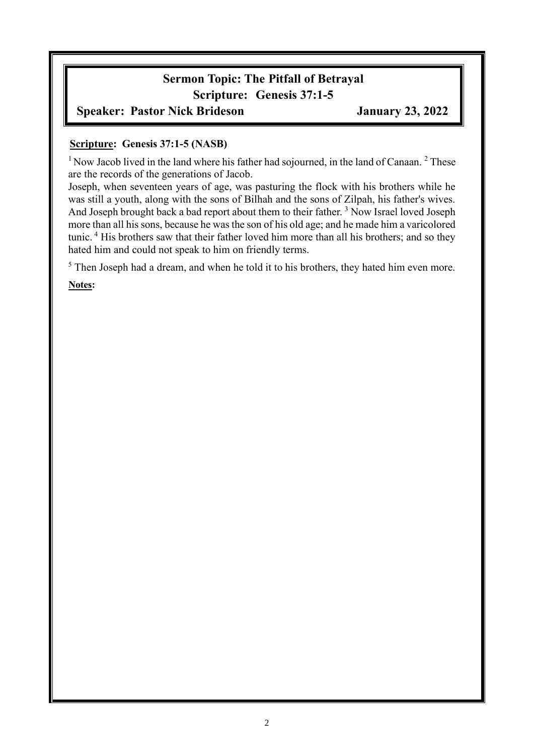## Sermon Topic: The Pitfall of Betrayal

**Scripture: Genesis 37:1-5**

**Speaker: Pastor Nick Brideson** **January 23, 2022**

**Scripture: Genesis 37:1-5 (NASB)**

[1] Now Jacob lived in the land where his father had sojourned, in the land of Canaan. [2] These are the records of the generations of Jacob.

Joseph, when seventeen years of age, was pasturing the flock with his brothers while he was still a youth, along with the sons of Bilhah and the sons of Zilpah, his father's wives. And Joseph brought back a bad report about them to their father. [3] Now Israel loved Joseph more than all his sons, because he was the son of his old age; and he made him a varicolored tunic. [4] His brothers saw that their father loved him more than all his brothers; and so they hated him and could not speak to him on friendly terms.

[5] Then Joseph had a dream, and when he told it to his brothers, they hated him even more.

**Notes:**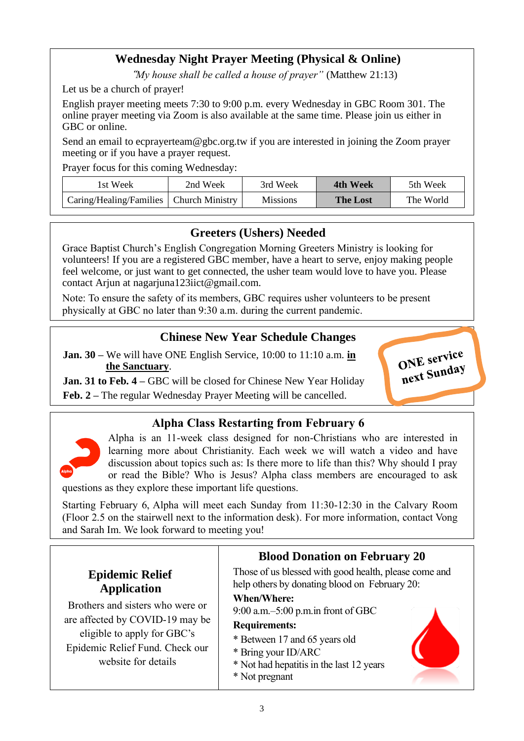## Wednesday Night Prayer Meeting (Physical & Online)

*"My house shall be called a house of prayer"* (Matthew 21:13)

Let us be a church of prayer!

English prayer meeting meets 7:30 to 9:00 p.m. every Wednesday in GBC Room 301. The online prayer meeting via Zoom is also available at the same time. Please join us either in GBC or online.

Send an email to ecprayerteam@gbc.org.tw if you are interested in joining the Zoom prayer meeting or if you have a prayer request.

Prayer focus for this coming Wednesday:

| 1st Week | 2nd Week | 3rd Week | **4th Week** | 5th Week |
|---|---|---|---|---|
| Caring/Healing/Families | Church Ministry | Missions | **The Lost** | The World |

## Greeters (Ushers) Needed

Grace Baptist Church's English Congregation Morning Greeters Ministry is looking for volunteers! If you are a registered GBC member, have a heart to serve, enjoy making people feel welcome, or just want to get connected, the usher team would love to have you. Please contact Arjun at nagarjuna123iict@gmail.com.

Note: To ensure the safety of its members, GBC requires usher volunteers to be present physically at GBC no later than 9:30 a.m. during the current pandemic.

## Chinese New Year Schedule Changes

**Jan. 30 –** We will have ONE English Service, 10:00 to 11:10 a.m. **in the Sanctuary**.

**Jan. 31 to Feb. 4 –** GBC will be closed for Chinese New Year Holiday

**Feb. 2 –** The regular Wednesday Prayer Meeting will be cancelled.

**ONE service next Sunday**

## Alpha Class Restarting from February 6

Alpha is an 11-week class designed for non-Christians who are interested in learning more about Christianity. Each week we will watch a video and have discussion about topics such as: Is there more to life than this? Why should I pray or read the Bible? Who is Jesus? Alpha class members are encouraged to ask questions as they explore these important life questions.

Starting February 6, Alpha will meet each Sunday from 11:30-12:30 in the Calvary Room (Floor 2.5 on the stairwell next to the information desk). For more information, contact Vong and Sarah Im. We look forward to meeting you!

## Epidemic Relief Application

Brothers and sisters who were or are affected by COVID-19 may be eligible to apply for GBC's Epidemic Relief Fund. Check our website for details

## Blood Donation on February 20

Those of us blessed with good health, please come and help others by donating blood on February 20:

**When/Where:**

9:00 a.m.–5:00 p.m.in front of GBC

**Requirements:**

* Between 17 and 65 years old
* Bring your ID/ARC
* Not had hepatitis in the last 12 years
* Not pregnant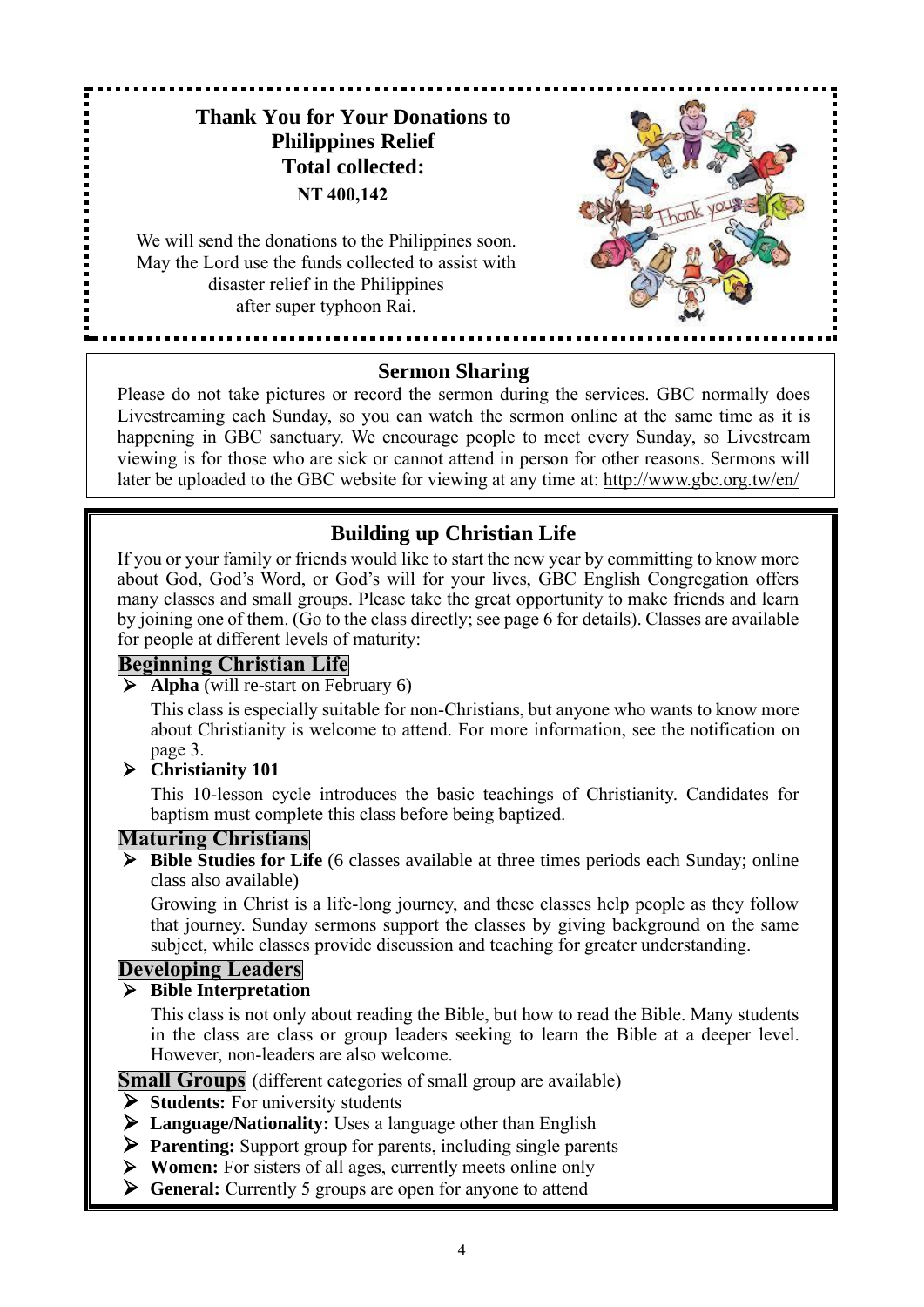## Thank You for Your Donations to Philippines Relief

**Total collected:**

**NT 400,142**

We will send the donations to the Philippines soon. May the Lord use the funds collected to assist with disaster relief in the Philippines after super typhoon Rai.

## Sermon Sharing

Please do not take pictures or record the sermon during the services. GBC normally does Livestreaming each Sunday, so you can watch the sermon online at the same time as it is happening in GBC sanctuary. We encourage people to meet every Sunday, so Livestream viewing is for those who are sick or cannot attend in person for other reasons. Sermons will later be uploaded to the GBC website for viewing at any time at: http://www.gbc.org.tw/en/

## Building up Christian Life

If you or your family or friends would like to start the new year by committing to know more about God, God's Word, or God's will for your lives, GBC English Congregation offers many classes and small groups. Please take the great opportunity to make friends and learn by joining one of them. (Go to the class directly; see page 6 for details). Classes are available for people at different levels of maturity:

### Beginning Christian Life

- **Alpha** (will re-start on February 6)

  This class is especially suitable for non-Christians, but anyone who wants to know more about Christianity is welcome to attend. For more information, see the notification on page 3.

- **Christianity 101**

  This 10-lesson cycle introduces the basic teachings of Christianity. Candidates for baptism must complete this class before being baptized.

### Maturing Christians

- **Bible Studies for Life** (6 classes available at three times periods each Sunday; online class also available)

  Growing in Christ is a life-long journey, and these classes help people as they follow that journey. Sunday sermons support the classes by giving background on the same subject, while classes provide discussion and teaching for greater understanding.

### Developing Leaders

- **Bible Interpretation**

  This class is not only about reading the Bible, but how to read the Bible. Many students in the class are class or group leaders seeking to learn the Bible at a deeper level. However, non-leaders are also welcome.

### Small Groups (different categories of small group are available)

- **Students:** For university students
- **Language/Nationality:** Uses a language other than English
- **Parenting:** Support group for parents, including single parents
- **Women:** For sisters of all ages, currently meets online only
- **General:** Currently 5 groups are open for anyone to attend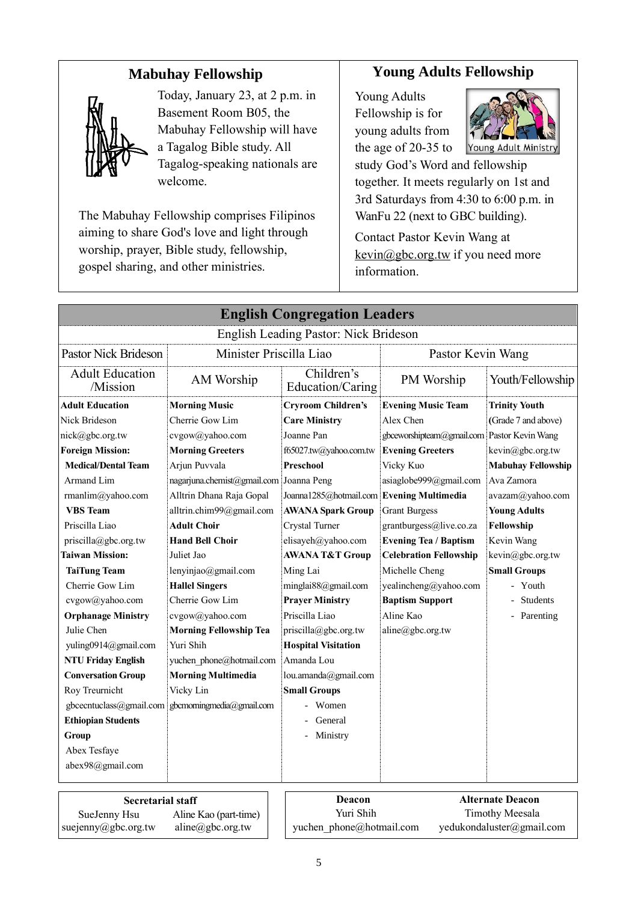## Mabuhay Fellowship

Today, January 23, at 2 p.m. in Basement Room B05, the Mabuhay Fellowship will have a Tagalog Bible study. All Tagalog-speaking nationals are welcome.

The Mabuhay Fellowship comprises Filipinos aiming to share God's love and light through worship, prayer, Bible study, fellowship, gospel sharing, and other ministries.

## Young Adults Fellowship

Young Adults Fellowship is for young adults from the age of 20-35 to study God's Word and fellowship together. It meets regularly on 1st and 3rd Saturdays from 4:30 to 6:00 p.m. in WanFu 22 (next to GBC building).

Contact Pastor Kevin Wang at kevin@gbc.org.tw if you need more information.

## English Congregation Leaders

English Leading Pastor: Nick Brideson

| Pastor Nick Brideson | Minister Priscilla Liao | | Pastor Kevin Wang | |
|---|---|---|---|---|
| Adult Education /Mission | AM Worship | Children's Education/Caring | PM Worship | Youth/Fellowship |
| **Adult Education**<br>Nick Brideson<br>nick@gbc.org.tw<br>**Foreign Mission:**<br>**Medical/Dental Team**<br>Armand Lim<br>rmanlim@yahoo.com<br>**VBS Team**<br>Priscilla Liao<br>priscilla@gbc.org.tw<br>**Taiwan Mission:**<br>**TaiTung Team**<br>Cherrie Gow Lim<br>cvgow@yahoo.com<br>**Orphanage Ministry**<br>Julie Chen<br>yuling0914@gmail.com<br>**NTU Friday English Conversation Group**<br>Roy Treurnicht<br>gbcecntuclass@gmail.com<br>**Ethiopian Students Group**<br>Abex Tesfaye<br>abex98@gmail.com | **Morning Music**<br>Cherrie Gow Lim<br>cvgow@yahoo.com<br>**Morning Greeters**<br>Arjun Puvvala<br>nagarjuna.chemist@gmail.com<br>Alltrin Dhana Raja Gopal<br>alltrin.chim99@gmail.com<br>**Adult Choir**<br>**Hand Bell Choir**<br>Juliet Jao<br>lenyinjao@gmail.com<br>**Hallel Singers**<br>Cherrie Gow Lim<br>cvgow@yahoo.com<br>**Morning Fellowship Tea**<br>Yuri Shih<br>yuchen_phone@hotmail.com<br>**Morning Multimedia**<br>Vicky Lin<br>gbcmorningmedia@gmail.com | **Cryroom Children's Care Ministry**<br>Joanne Pan<br>f65027.tw@yahoo.com.tw<br>**Preschool**<br>Joanna Peng<br>Joanna1285@hotmail.com<br>**AWANA Spark Group**<br>Crystal Turner<br>elisayeh@yahoo.com<br>**AWANA T&T Group**<br>Ming Lai<br>minglai88@gmail.com<br>**Prayer Ministry**<br>Priscilla Liao<br>priscilla@gbc.org.tw<br>**Hospital Visitation**<br>Amanda Lou<br>lou.amanda@gmail.com<br>**Small Groups**<br>- Women<br>- General<br>- Ministry | **Evening Music Team**<br>Alex Chen<br>gbceworshipteam@gmail.com<br>**Evening Greeters**<br>Vicky Kuo<br>asiaglobe999@gmail.com<br>**Evening Multimedia**<br>Grant Burgess<br>grantburgess@live.co.za<br>**Evening Tea / Baptism Celebration Fellowship**<br>Michelle Cheng<br>yealincheng@yahoo.com<br>**Baptism Support**<br>Aline Kao<br>aline@gbc.org.tw | **Trinity Youth** (Grade 7 and above)<br>Pastor Kevin Wang<br>kevin@gbc.org.tw<br>**Mabuhay Fellowship**<br>Ava Zamora<br>avazam@yahoo.com<br>**Young Adults Fellowship**<br>Kevin Wang<br>kevin@gbc.org.tw<br>**Small Groups**<br>- Youth<br>- Students<br>- Parenting |

| Secretarial staff | |
|---|---|
| SueJenny Hsu<br>suejenny@gbc.org.tw | Aline Kao (part-time)<br>aline@gbc.org.tw |

| Deacon | Alternate Deacon |
|---|---|
| Yuri Shih<br>yuchen_phone@hotmail.com | Timothy Meesala<br>yedukondaluster@gmail.com |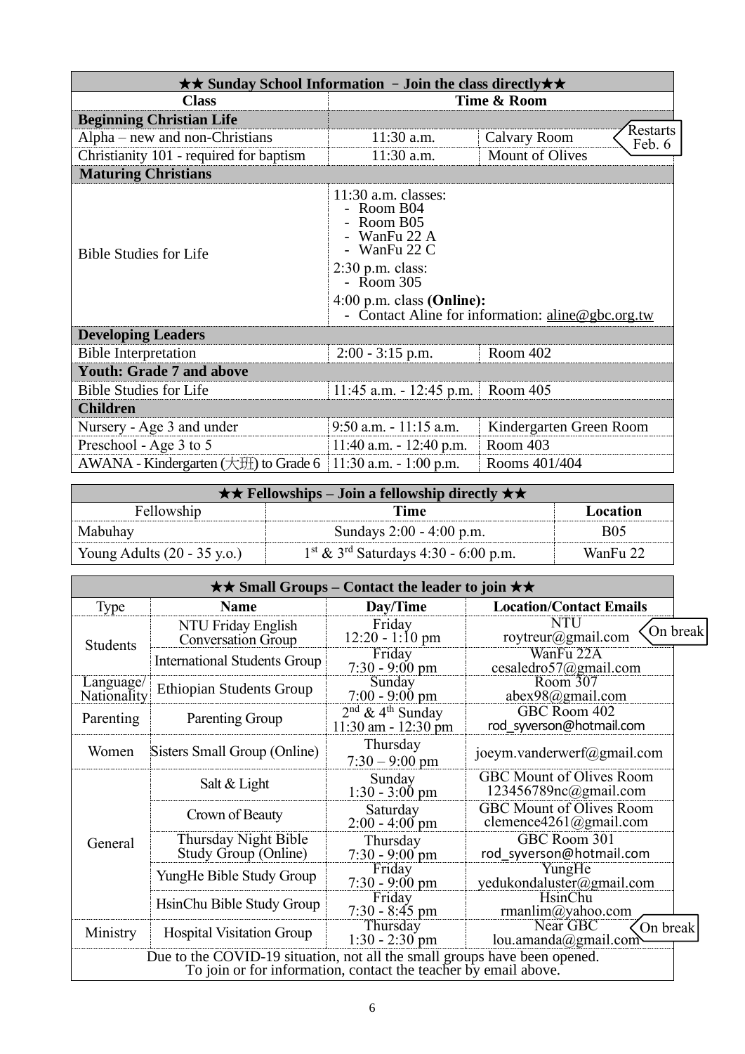| ★★ Sunday School Information – Join the class directly★★ | | |
|---|---|---|
| **Class** | **Time & Room** | |
| **Beginning Christian Life** | | |
| Alpha – new and non-Christians | 11:30 a.m. | Calvary Room (Restarts Feb. 6) |
| Christianity 101 - required for baptism | 11:30 a.m. | Mount of Olives |
| **Maturing Christians** | | |
| Bible Studies for Life | 11:30 a.m. classes: - Room B04 - Room B05 - WanFu 22 A - WanFu 22 C; 2:30 p.m. class: - Room 305; 4:00 p.m. class **(Online):** - Contact Aline for information: aline@gbc.org.tw | |
| **Developing Leaders** | | |
| Bible Interpretation | 2:00 - 3:15 p.m. | Room 402 |
| **Youth: Grade 7 and above** | | |
| Bible Studies for Life | 11:45 a.m. - 12:45 p.m. | Room 405 |
| **Children** | | |
| Nursery - Age 3 and under | 9:50 a.m. - 11:15 a.m. | Kindergarten Green Room |
| Preschool - Age 3 to 5 | 11:40 a.m. - 12:40 p.m. | Room 403 |
| AWANA - Kindergarten (大班) to Grade 6 | 11:30 a.m. - 1:00 p.m. | Rooms 401/404 |

| ★★ Fellowships – Join a fellowship directly ★★ | | |
|---|---|---|
| Fellowship | **Time** | **Location** |
| Mabuhay | Sundays 2:00 - 4:00 p.m. | B05 |
| Young Adults (20 - 35 y.o.) | 1st & 3rd Saturdays 4:30 - 6:00 p.m. | WanFu 22 |

| ★★ Small Groups – Contact the leader to join ★★ | | | |
|---|---|---|---|
| Type | **Name** | **Day/Time** | **Location/Contact Emails** |
| Students | NTU Friday English Conversation Group | Friday 12:20 - 1:10 pm | NTU roytreur@gmail.com (On break) |
| | International Students Group | Friday 7:30 - 9:00 pm | WanFu 22A cesaledro57@gmail.com |
| Language/ Nationality | Ethiopian Students Group | Sunday 7:00 - 9:00 pm | Room 307 abex98@gmail.com |
| Parenting | Parenting Group | 2nd & 4th Sunday 11:30 am - 12:30 pm | GBC Room 402 rod_syverson@hotmail.com |
| Women | Sisters Small Group (Online) | Thursday 7:30 – 9:00 pm | joeym.vanderwerf@gmail.com |
| General | Salt & Light | Sunday 1:30 - 3:00 pm | GBC Mount of Olives Room 123456789nc@gmail.com |
| | Crown of Beauty | Saturday 2:00 - 4:00 pm | GBC Mount of Olives Room clemence4261@gmail.com |
| | Thursday Night Bible Study Group (Online) | Thursday 7:30 - 9:00 pm | GBC Room 301 rod_syverson@hotmail.com |
| | YungHe Bible Study Group | Friday 7:30 - 9:00 pm | YungHe yedukondaluster@gmail.com |
| | HsinChu Bible Study Group | Friday 7:30 - 8:45 pm | HsinChu rmanlim@yahoo.com |
| Ministry | Hospital Visitation Group | Thursday 1:30 - 2:30 pm | Near GBC lou.amanda@gmail.com (On break) |
| Due to the COVID-19 situation, not all the small groups have been opened. To join or for information, contact the teacher by email above. | | | |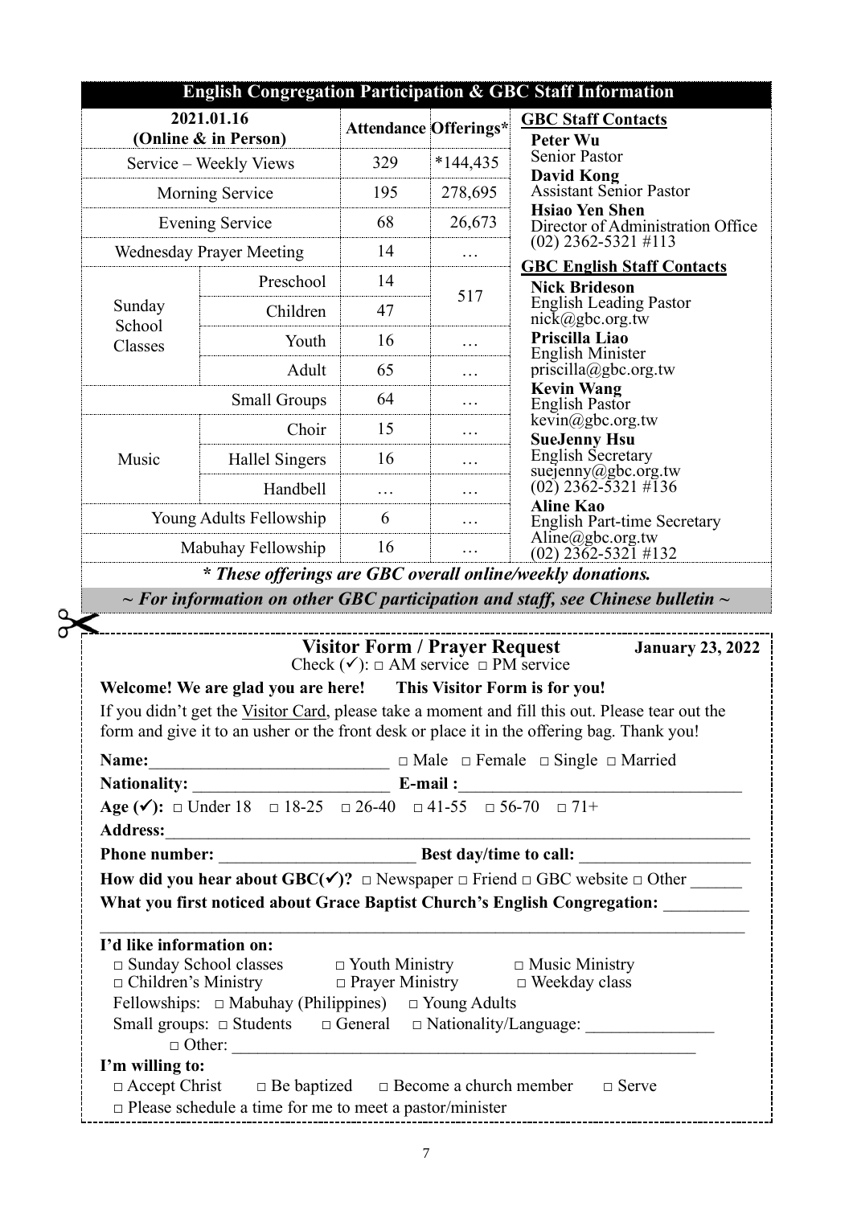## English Congregation Participation & GBC Staff Information

| 2021.01.16 (Online & in Person) | | Attendance | Offerings* |
|---|---|---|---|
| Service – Weekly Views | | 329 | *144,435 |
| Morning Service | | 195 | 278,695 |
| Evening Service | | 68 | 26,673 |
| Wednesday Prayer Meeting | | 14 | … |
| Sunday School Classes | Preschool | 14 | 517 |
| | Children | 47 | |
| | Youth | 16 | … |
| | Adult | 65 | … |
| Small Groups | | 64 | … |
| Music | Choir | 15 | … |
| | Hallel Singers | 16 | … |
| | Handbell | … | … |
| Young Adults Fellowship | | 6 | … |
| Mabuhay Fellowship | | 16 | … |

**GBC Staff Contacts**

**Peter Wu**
Senior Pastor

**David Kong**
Assistant Senior Pastor

**Hsiao Yen Shen**
Director of Administration Office
(02) 2362-5321 #113

**GBC English Staff Contacts**

**Nick Brideson**
English Leading Pastor
nick@gbc.org.tw

**Priscilla Liao**
English Minister
priscilla@gbc.org.tw

**Kevin Wang**
English Pastor
kevin@gbc.org.tw

**SueJenny Hsu**
English Secretary
suejenny@gbc.org.tw
(02) 2362-5321 #136

**Aline Kao**
English Part-time Secretary
Aline@gbc.org.tw
(02) 2362-5321 #132

***\* These offerings are GBC overall online/weekly donations.***

***~ For information on other GBC participation and staff, see Chinese bulletin ~***

---

### Visitor Form / Prayer Request — January 23, 2022

Check (✓): □ AM service □ PM service

**Welcome! We are glad you are here! This Visitor Form is for you!**

If you didn't get the Visitor Card, please take a moment and fill this out. Please tear out the form and give it to an usher or the front desk or place it in the offering bag. Thank you!

**Name:**____________________________ □ Male □ Female □ Single □ Married

**Nationality:** _______________________ **E-mail :**________________________________

**Age (✓):** □ Under 18 □ 18-25 □ 26-40 □ 41-55 □ 56-70 □ 71+

**Address:**_________________________________________________________________

**Phone number:** _______________________ **Best day/time to call:** ___________________

**How did you hear about GBC(✓)?** □ Newspaper □ Friend □ GBC website □ Other ______

**What you first noticed about Grace Baptist Church's English Congregation:** __________

_____________________________________________________________________________

**I'd like information on:**

□ Sunday School classes □ Youth Ministry □ Music Ministry
□ Children's Ministry □ Prayer Ministry □ Weekday class

Fellowships: □ Mabuhay (Philippines) □ Young Adults

Small groups: □ Students □ General □ Nationality/Language: _______________
□ Other: ________________________________________________________

**I'm willing to:**

□ Accept Christ □ Be baptized □ Become a church member □ Serve
□ Please schedule a time for me to meet a pastor/minister